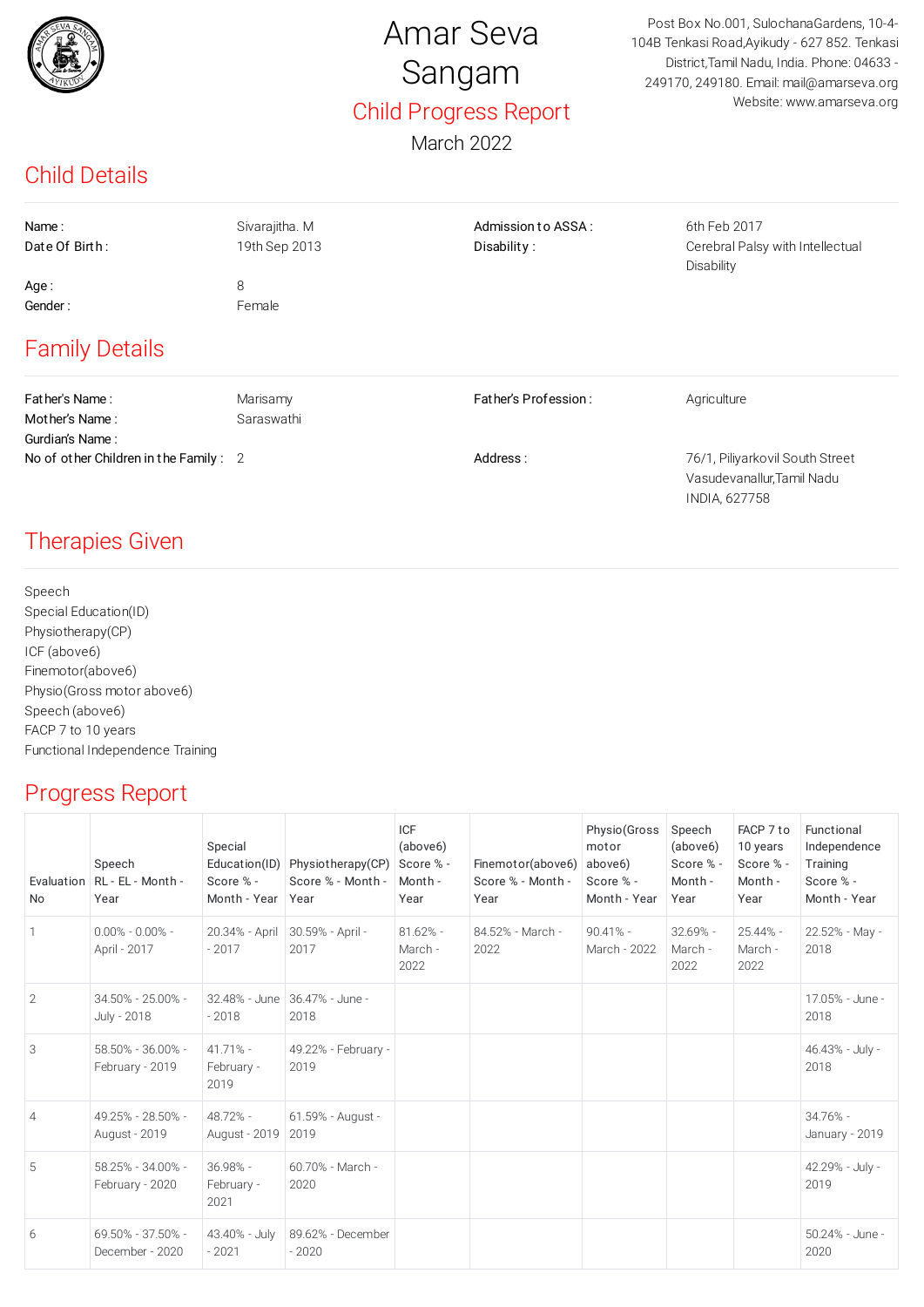# Amar Seva Sangam

## Child Progress Report

March 2022

Post Box No.001, SulochanaGardens, 10-4-104B Tenkasi Road,Ayikudy - 627 852. Tenkasi District,Tamil Nadu, India. Phone: 04633 - 249170, 249180. Email: mail@amarseva.org Website: www.amarseva.org

## Child Details

| | | | |
|---|---|---|---|
| Name : | Sivarajitha. M | Admission to ASSA : | 6th Feb 2017 |
| Date Of Birth : | 19th Sep 2013 | Disability : | Cerebral Palsy with Intellectual Disability |
| Age : | 8 | | |
| Gender : | Female | | |

## Family Details

| | | | |
|---|---|---|---|
| Father's Name : | Marisamy | Father's Profession : | Agriculture |
| Mother's Name : | Saraswathi | | |
| Gurdian's Name : | | | |
| No of other Children in the Family : | 2 | Address : | 76/1, Piliyarkovil South Street Vasudevanallur,Tamil Nadu INDIA, 627758 |

## Therapies Given

Speech
Special Education(ID)
Physiotherapy(CP)
ICF (above6)
Finemotor(above6)
Physio(Gross motor above6)
Speech (above6)
FACP 7 to 10 years
Functional Independence Training

## Progress Report

| Evaluation No | Speech RL - EL - Month - Year | Special Education(ID) Score % - Month - Year | Physiotherapy(CP) Score % - Month - Year | ICF (above6) Score % - Month - Year | Finemotor(above6) Score % - Month - Year | Physio(Gross motor above6) Score % - Month - Year | Speech (above6) Score % - Month - Year | FACP 7 to 10 years Score % - Month - Year | Functional Independence Training Score % - Month - Year |
|---|---|---|---|---|---|---|---|---|---|
| 1 | 0.00% - 0.00% - April - 2017 | 20.34% - April - 2017 | 30.59% - April - 2017 | 81.62% - March - 2022 | 84.52% - March - 2022 | 90.41% - March - 2022 | 32.69% - March - 2022 | 25.44% - March - 2022 | 22.52% - May - 2018 |
| 2 | 34.50% - 25.00% - July - 2018 | 32.48% - June - 2018 | 36.47% - June - 2018 | | | | | | 17.05% - June - 2018 |
| 3 | 58.50% - 36.00% - February - 2019 | 41.71% - February - 2019 | 49.22% - February - 2019 | | | | | | 46.43% - July - 2018 |
| 4 | 49.25% - 28.50% - August - 2019 | 48.72% - August - 2019 | 61.59% - August - 2019 | | | | | | 34.76% - January - 2019 |
| 5 | 58.25% - 34.00% - February - 2020 | 36.98% - February - 2021 | 60.70% - March - 2020 | | | | | | 42.29% - July - 2019 |
| 6 | 69.50% - 37.50% - December - 2020 | 43.40% - July - 2021 | 89.62% - December - 2020 | | | | | | 50.24% - June - 2020 |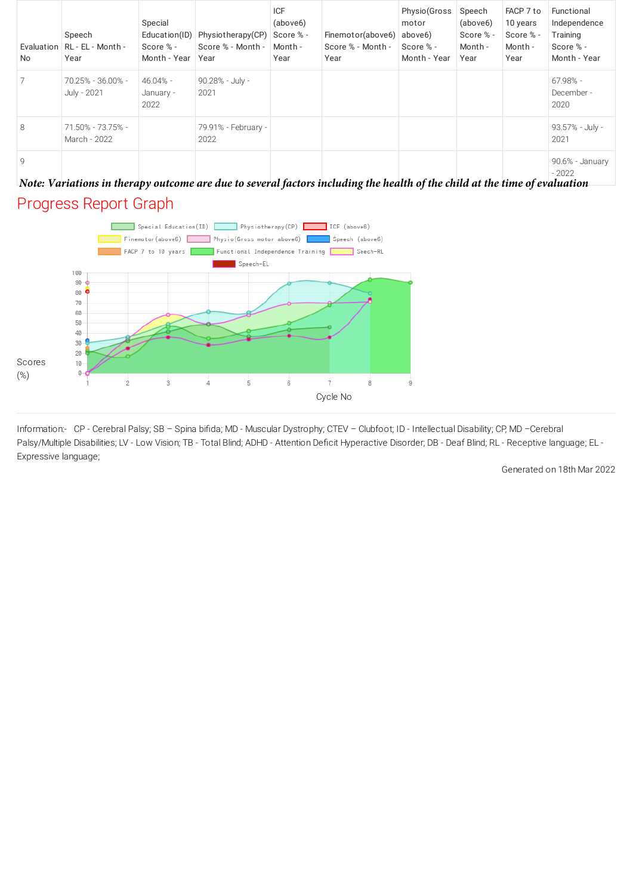| Evaluation No | Speech RL - EL - Month - Year | Special Education(ID) Score % - Month - Year | Physiotherapy(CP) Score % - Month - Year | ICF (above6) Score % - Month - Year | Finemotor(above6) Score % - Month - Year | Physio(Gross motor above6) Score % - Month - Year | Speech (above6) Score % - Month - Year | FACP 7 to 10 years Score % - Month - Year | Functional Independence Training Score % - Month - Year |
|---|---|---|---|---|---|---|---|---|---|
| 7 | 70.25% - 36.00% - July - 2021 | 46.04% - January - 2022 | 90.28% - July - 2021 | | | | | | 67.98% - December - 2020 |
| 8 | 71.50% - 73.75% - March - 2022 | | 79.91% - February - 2022 | | | | | | 93.57% - July - 2021 |
| 9 | | | | | | | | | 90.6% - January - 2022 |

***Note: Variations in therapy outcome are due to several factors including the health of the child at the time of evaluation***

## Progress Report Graph

Special Education(ID)
Physiotherapy(CP)
ICF (above6)
Finemotor(above6)
Physio(Gross motor above6)
Speech (above6)
FACP 7 to 10 years
Functional Independence Training
Seech-RL
Speech-EL

Scores (%)

100
90
80
70
60
50
40
30
20
10
0

1
2
3
4
5
6
7
8
9

Cycle No

---

Information:- CP - Cerebral Palsy; SB – Spina bifida; MD - Muscular Dystrophy; CTEV – Clubfoot; ID - Intellectual Disability; CP, MD –Cerebral Palsy/Multiple Disabilities; LV - Low Vision; TB - Total Blind; ADHD - Attention Deficit Hyperactive Disorder; DB - Deaf Blind; RL - Receptive language; EL - Expressive language;

Generated on 18th Mar 2022